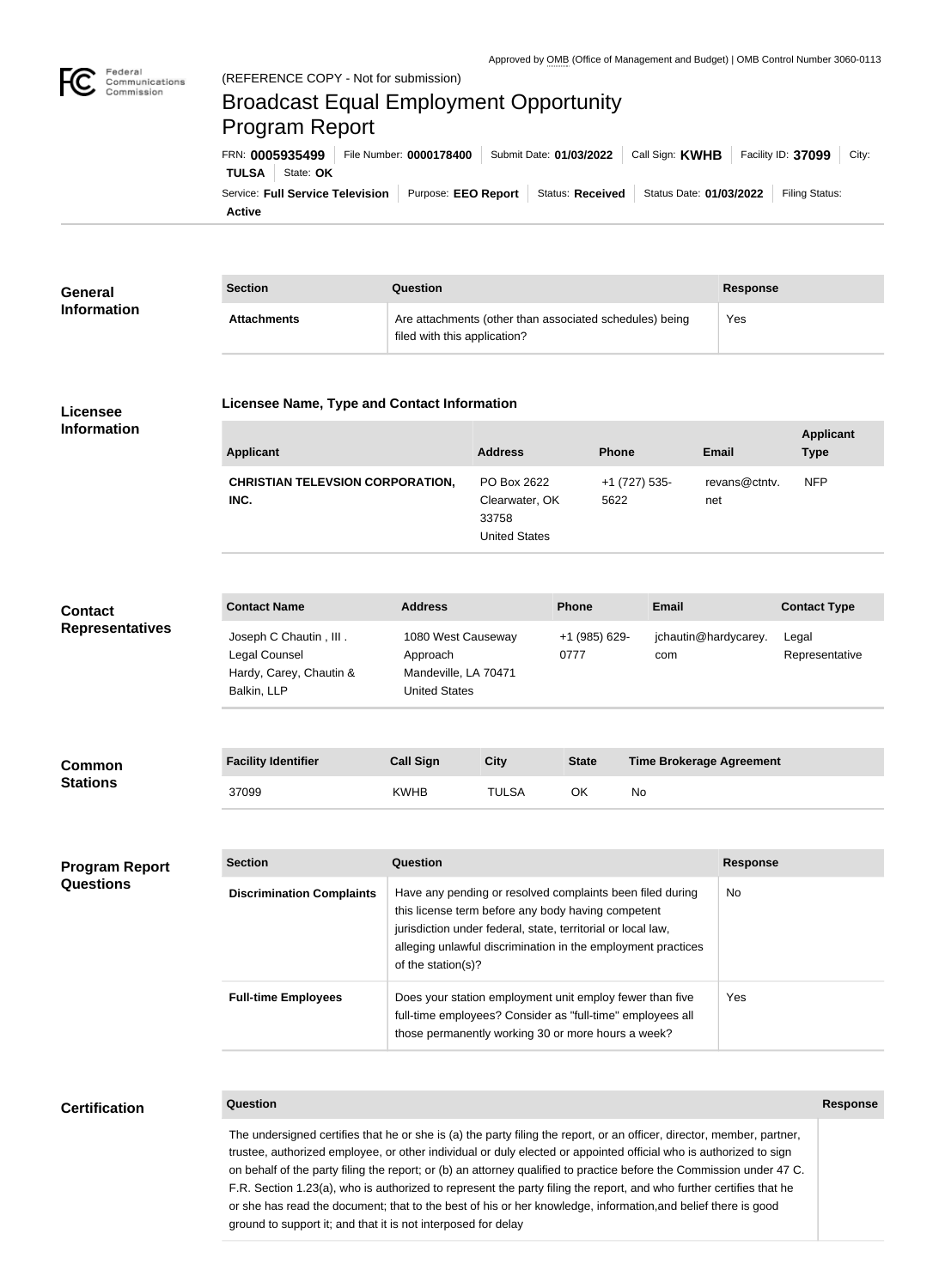Approved by OMB (Office of Management and Budget) | OMB Control Number 3060-0113

(REFERENCE COPY - Not for submission)

# Broadcast Equal Employment Opportunity Program Report

FRN: **0005935499** | File Number: **0000178400** | Submit Date: **01/03/2022** | Call Sign: **KWHB** | Facility ID: **37099** | City: **TULSA** | State: **OK**

Service: **Full Service Television** | Purpose: **EEO Report** | Status: **Received** | Status Date: **01/03/2022** | Filing Status: **Active**

## General Information

| Section | Question | Response |
|---|---|---|
| **Attachments** | Are attachments (other than associated schedules) being filed with this application? | Yes |

## Licensee Information

### Licensee Name, Type and Contact Information

| Applicant | Address | Phone | Email | Applicant Type |
|---|---|---|---|---|
| **CHRISTIAN TELEVSION CORPORATION, INC.** | PO Box 2622<br>Clearwater, OK 33758<br>United States | +1 (727) 535-5622 | revans@ctntv.net | NFP |

## Contact Representatives

| Contact Name | Address | Phone | Email | Contact Type |
|---|---|---|---|---|
| Joseph C Chautin , III .<br>Legal Counsel<br>Hardy, Carey, Chautin & Balkin, LLP | 1080 West Causeway Approach<br>Mandeville, LA 70471<br>United States | +1 (985) 629-0777 | jchautin@hardycarey.com | Legal Representative |

## Common Stations

| Facility Identifier | Call Sign | City | State | Time Brokerage Agreement |
|---|---|---|---|---|
| 37099 | KWHB | TULSA | OK | No |

## Program Report Questions

| Section | Question | Response |
|---|---|---|
| **Discrimination Complaints** | Have any pending or resolved complaints been filed during this license term before any body having competent jurisdiction under federal, state, territorial or local law, alleging unlawful discrimination in the employment practices of the station(s)? | No |
| **Full-time Employees** | Does your station employment unit employ fewer than five full-time employees? Consider as "full-time" employees all those permanently working 30 or more hours a week? | Yes |

## Certification

| Question | Response |
|---|---|
| The undersigned certifies that he or she is (a) the party filing the report, or an officer, director, member, partner, trustee, authorized employee, or other individual or duly elected or appointed official who is authorized to sign on behalf of the party filing the report; or (b) an attorney qualified to practice before the Commission under 47 C.F.R. Section 1.23(a), who is authorized to represent the party filing the report, and who further certifies that he or she has read the document; that to the best of his or her knowledge, information,and belief there is good ground to support it; and that it is not interposed for delay | |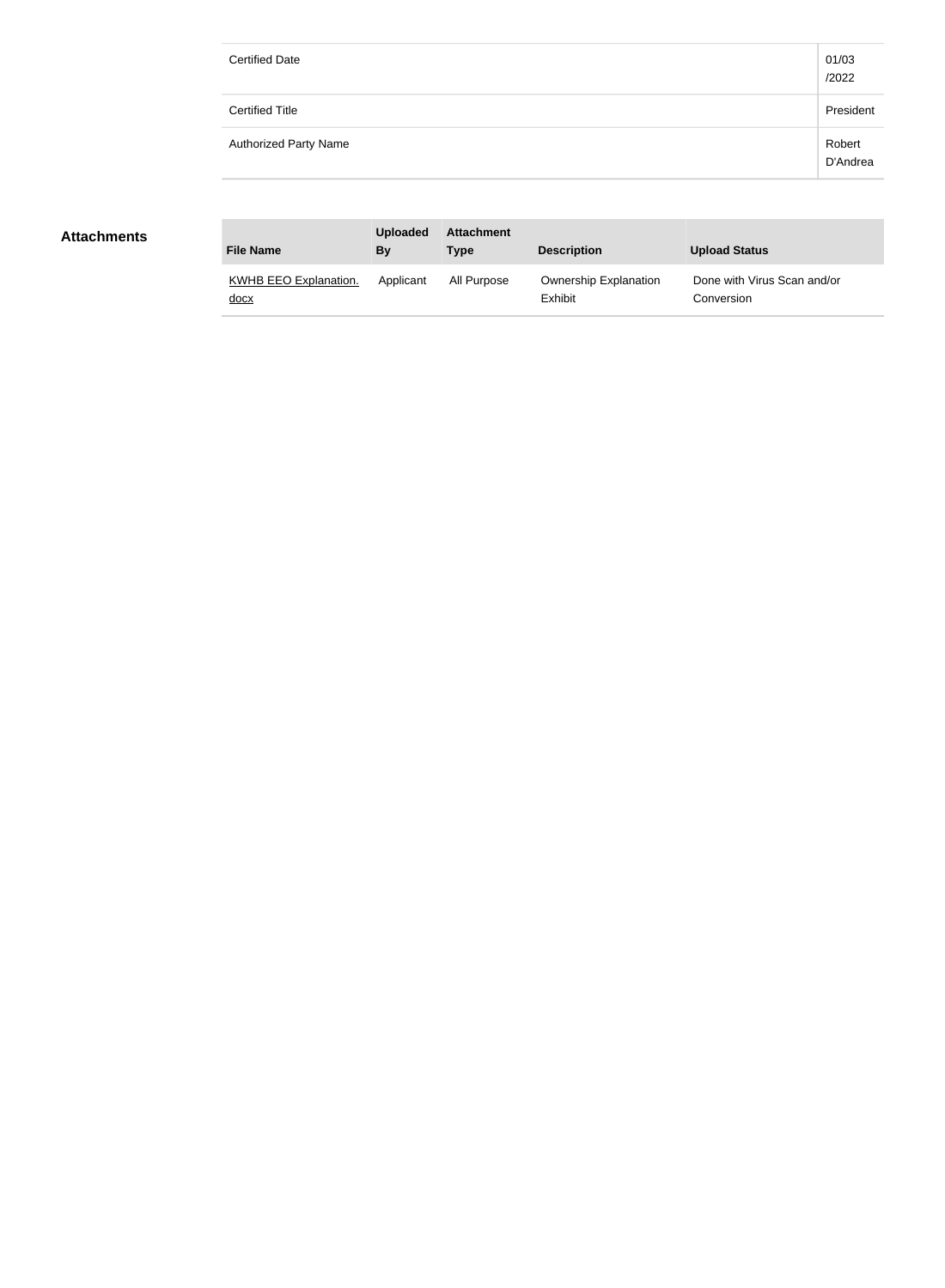| | |
|---|---|
| Certified Date | 01/03/2022 |
| Certified Title | President |
| Authorized Party Name | Robert D'Andrea |

**Attachments**

| File Name | Uploaded By | Attachment Type | Description | Upload Status |
|---|---|---|---|---|
| KWHB EEO Explanation.docx | Applicant | All Purpose | Ownership Explanation Exhibit | Done with Virus Scan and/or Conversion |